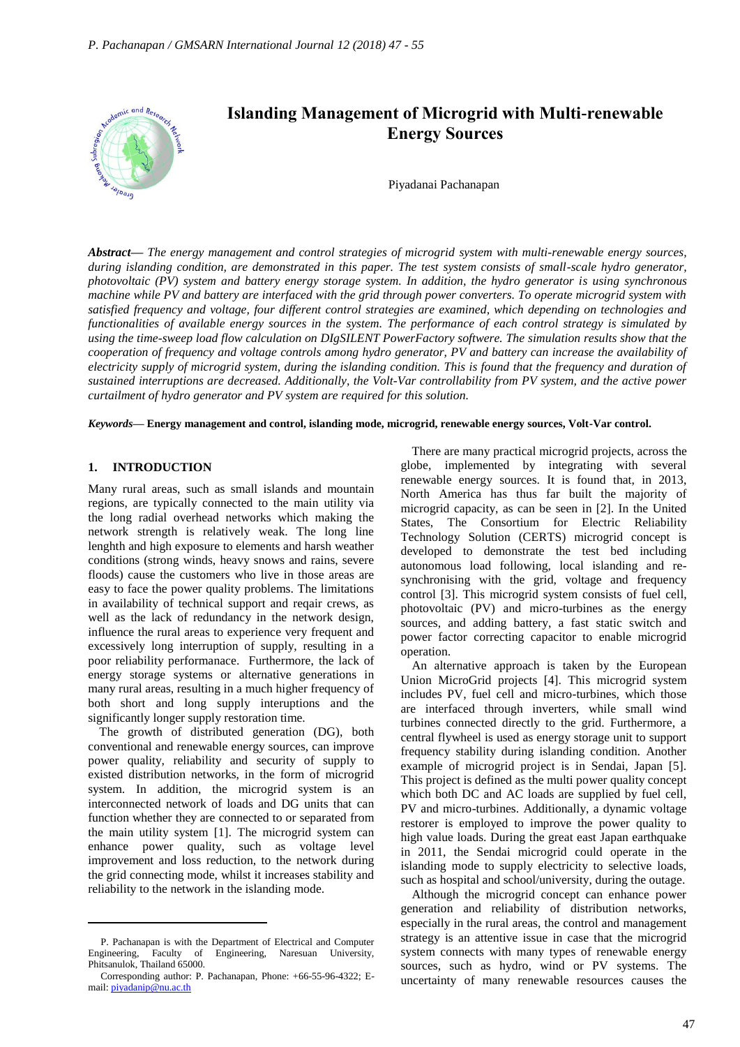# Islanding Management of Microgrid with Multi-renewable Energy Sources

Piyadanai Pachanapan

***Abstract***— *The energy management and control strategies of microgrid system with multi-renewable energy sources, during islanding condition, are demonstrated in this paper. The test system consists of small-scale hydro generator, photovoltaic (PV) system and battery energy storage system. In addition, the hydro generator is using synchronous machine while PV and battery are interfaced with the grid through power converters. To operate microgrid system with satisfied frequency and voltage, four different control strategies are examined, which depending on technologies and functionalities of available energy sources in the system. The performance of each control strategy is simulated by using the time-sweep load flow calculation on DIgSILENT PowerFactory softwere. The simulation results show that the cooperation of frequency and voltage controls among hydro generator, PV and battery can increase the availability of electricity supply of microgrid system, during the islanding condition. This is found that the frequency and duration of sustained interruptions are decreased. Additionally, the Volt-Var controllability from PV system, and the active power curtailment of hydro generator and PV system are required for this solution.*

***Keywords***— **Energy management and control, islanding mode, microgrid, renewable energy sources, Volt-Var control.**

## 1. INTRODUCTION

Many rural areas, such as small islands and mountain regions, are typically connected to the main utility via the long radial overhead networks which making the network strength is relatively weak. The long line lenghth and high exposure to elements and harsh weather conditions (strong winds, heavy snows and rains, severe floods) cause the customers who live in those areas are easy to face the power quality problems. The limitations in availability of technical support and reqair crews, as well as the lack of redundancy in the network design, influence the rural areas to experience very frequent and excessively long interruption of supply, resulting in a poor reliability performanace. Furthermore, the lack of energy storage systems or alternative generations in many rural areas, resulting in a much higher frequency of both short and long supply interuptions and the significantly longer supply restoration time.

The growth of distributed generation (DG), both conventional and renewable energy sources, can improve power quality, reliability and security of supply to existed distribution networks, in the form of microgrid system. In addition, the microgrid system is an interconnected network of loads and DG units that can function whether they are connected to or separated from the main utility system [1]. The microgrid system can enhance power quality, such as voltage level improvement and loss reduction, to the network during the grid connecting mode, whilst it increases stability and reliability to the network in the islanding mode.

P. Pachanapan is with the Department of Electrical and Computer Engineering, Faculty of Engineering, Naresuan University, Phitsanulok, Thailand 65000.

Corresponding author: P. Pachanapan, Phone: +66-55-96-4322; E-mail: piyadanip@nu.ac.th

There are many practical microgrid projects, across the globe, implemented by integrating with several renewable energy sources. It is found that, in 2013, North America has thus far built the majority of microgrid capacity, as can be seen in [2]. In the United States, The Consortium for Electric Reliability Technology Solution (CERTS) microgrid concept is developed to demonstrate the test bed including autonomous load following, local islanding and re-synchronising with the grid, voltage and frequency control [3]. This microgrid system consists of fuel cell, photovoltaic (PV) and micro-turbines as the energy sources, and adding battery, a fast static switch and power factor correcting capacitor to enable microgrid operation.

An alternative approach is taken by the European Union MicroGrid projects [4]. This microgrid system includes PV, fuel cell and micro-turbines, which those are interfaced through inverters, while small wind turbines connected directly to the grid. Furthermore, a central flywheel is used as energy storage unit to support frequency stability during islanding condition. Another example of microgrid project is in Sendai, Japan [5]. This project is defined as the multi power quality concept which both DC and AC loads are supplied by fuel cell, PV and micro-turbines. Additionally, a dynamic voltage restorer is employed to improve the power quality to high value loads. During the great east Japan earthquake in 2011, the Sendai microgrid could operate in the islanding mode to supply electricity to selective loads, such as hospital and school/university, during the outage.

Although the microgrid concept can enhance power generation and reliability of distribution networks, especially in the rural areas, the control and management strategy is an attentive issue in case that the microgrid system connects with many types of renewable energy sources, such as hydro, wind or PV systems. The uncertainty of many renewable resources causes the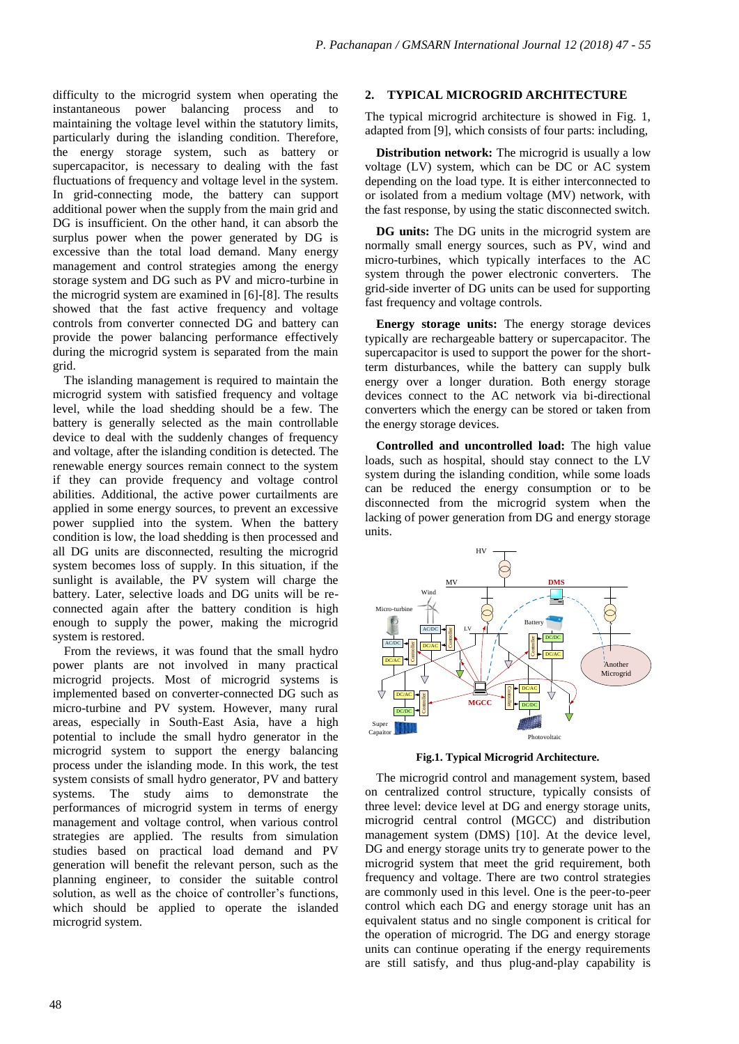difficulty to the microgrid system when operating the instantaneous power balancing process and to maintaining the voltage level within the statutory limits, particularly during the islanding condition. Therefore, the energy storage system, such as battery or supercapacitor, is necessary to dealing with the fast fluctuations of frequency and voltage level in the system. In grid-connecting mode, the battery can support additional power when the supply from the main grid and DG is insufficient. On the other hand, it can absorb the surplus power when the power generated by DG is excessive than the total load demand. Many energy management and control strategies among the energy storage system and DG such as PV and micro-turbine in the microgrid system are examined in [6]-[8]. The results showed that the fast active frequency and voltage controls from converter connected DG and battery can provide the power balancing performance effectively during the microgrid system is separated from the main grid.

The islanding management is required to maintain the microgrid system with satisfied frequency and voltage level, while the load shedding should be a few. The battery is generally selected as the main controllable device to deal with the suddenly changes of frequency and voltage, after the islanding condition is detected. The renewable energy sources remain connect to the system if they can provide frequency and voltage control abilities. Additional, the active power curtailments are applied in some energy sources, to prevent an excessive power supplied into the system. When the battery condition is low, the load shedding is then processed and all DG units are disconnected, resulting the microgrid system becomes loss of supply. In this situation, if the sunlight is available, the PV system will charge the battery. Later, selective loads and DG units will be re-connected again after the battery condition is high enough to supply the power, making the microgrid system is restored.

From the reviews, it was found that the small hydro power plants are not involved in many practical microgrid projects. Most of microgrid systems is implemented based on converter-connected DG such as micro-turbine and PV system. However, many rural areas, especially in South-East Asia, have a high potential to include the small hydro generator in the microgrid system to support the energy balancing process under the islanding mode. In this work, the test system consists of small hydro generator, PV and battery systems. The study aims to demonstrate the performances of microgrid system in terms of energy management and voltage control, when various control strategies are applied. The results from simulation studies based on practical load demand and PV generation will benefit the relevant person, such as the planning engineer, to consider the suitable control solution, as well as the choice of controller's functions, which should be applied to operate the islanded microgrid system.

## 2. TYPICAL MICROGRID ARCHITECTURE

The typical microgrid architecture is showed in Fig. 1, adapted from [9], which consists of four parts: including,

**Distribution network:** The microgrid is usually a low voltage (LV) system, which can be DC or AC system depending on the load type. It is either interconnected to or isolated from a medium voltage (MV) network, with the fast response, by using the static disconnected switch.

**DG units:** The DG units in the microgrid system are normally small energy sources, such as PV, wind and micro-turbines, which typically interfaces to the AC system through the power electronic converters. The grid-side inverter of DG units can be used for supporting fast frequency and voltage controls.

**Energy storage units:** The energy storage devices typically are rechargeable battery or supercapacitor. The supercapacitor is used to support the power for the short-term disturbances, while the battery can supply bulk energy over a longer duration. Both energy storage devices connect to the AC network via bi-directional converters which the energy can be stored or taken from the energy storage devices.

**Controlled and uncontrolled load:** The high value loads, such as hospital, should stay connect to the LV system during the islanding condition, while some loads can be reduced the energy consumption or to be disconnected from the microgrid system when the lacking of power generation from DG and energy storage units.

**Fig.1. Typical Microgrid Architecture.**

The microgrid control and management system, based on centralized control structure, typically consists of three level: device level at DG and energy storage units, microgrid central control (MGCC) and distribution management system (DMS) [10]. At the device level, DG and energy storage units try to generate power to the microgrid system that meet the grid requirement, both frequency and voltage. There are two control strategies are commonly used in this level. One is the peer-to-peer control which each DG and energy storage unit has an equivalent status and no single component is critical for the operation of microgrid. The DG and energy storage units can continue operating if the energy requirements are still satisfy, and thus plug-and-play capability is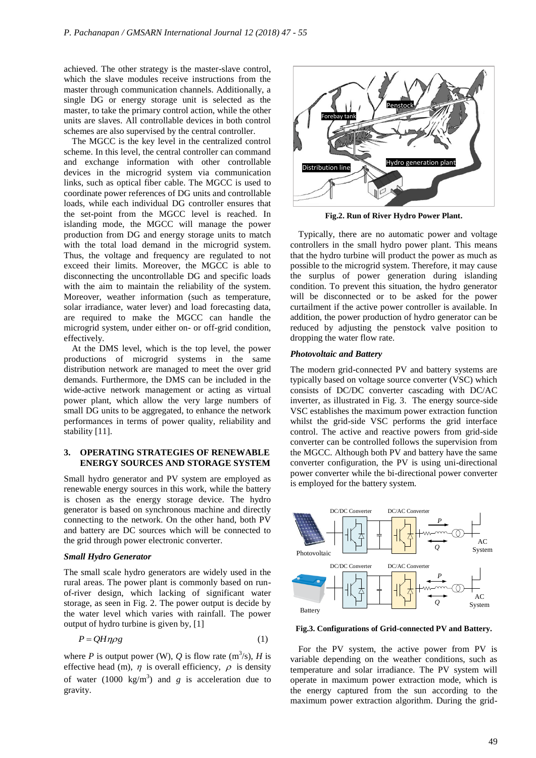achieved. The other strategy is the master-slave control, which the slave modules receive instructions from the master through communication channels. Additionally, a single DG or energy storage unit is selected as the master, to take the primary control action, while the other units are slaves. All controllable devices in both control schemes are also supervised by the central controller.

The MGCC is the key level in the centralized control scheme. In this level, the central controller can command and exchange information with other controllable devices in the microgrid system via communication links, such as optical fiber cable. The MGCC is used to coordinate power references of DG units and controllable loads, while each individual DG controller ensures that the set-point from the MGCC level is reached. In islanding mode, the MGCC will manage the power production from DG and energy storage units to match with the total load demand in the microgrid system. Thus, the voltage and frequency are regulated to not exceed their limits. Moreover, the MGCC is able to disconnecting the uncontrollable DG and specific loads with the aim to maintain the reliability of the system. Moreover, weather information (such as temperature, solar irradiance, water lever) and load forecasting data, are required to make the MGCC can handle the microgrid system, under either on- or off-grid condition, effectively.

At the DMS level, which is the top level, the power productions of microgrid systems in the same distribution network are managed to meet the over grid demands. Furthermore, the DMS can be included in the wide-active network management or acting as virtual power plant, which allow the very large numbers of small DG units to be aggregated, to enhance the network performances in terms of power quality, reliability and stability [11].

## 3. OPERATING STRATEGIES OF RENEWABLE ENERGY SOURCES AND STORAGE SYSTEM

Small hydro generator and PV system are employed as renewable energy sources in this work, while the battery is chosen as the energy storage device. The hydro generator is based on synchronous machine and directly connecting to the network. On the other hand, both PV and battery are DC sources which will be connected to the grid through power electronic converter.

### *Small Hydro Generator*

The small scale hydro generators are widely used in the rural areas. The power plant is commonly based on run-of-river design, which lacking of significant water storage, as seen in Fig. 2. The power output is decide by the water level which varies with rainfall. The power output of hydro turbine is given by, [1]

$$P = QH\eta\rho g \tag{1}$$

where $P$ is output power (W), $Q$ is flow rate ($m^3/s$), $H$ is effective head (m), $\eta$ is overall efficiency, $\rho$ is density of water (1000 $kg/m^3$) and $g$ is acceleration due to gravity.

**Fig.2. Run of River Hydro Power Plant.**

Typically, there are no automatic power and voltage controllers in the small hydro power plant. This means that the hydro turbine will product the power as much as possible to the microgrid system. Therefore, it may cause the surplus of power generation during islanding condition. To prevent this situation, the hydro generator will be disconnected or to be asked for the power curtailment if the active power controller is available. In addition, the power production of hydro generator can be reduced by adjusting the penstock valve position to dropping the water flow rate.

### *Photovoltaic and Battery*

The modern grid-connected PV and battery systems are typically based on voltage source converter (VSC) which consists of DC/DC converter cascading with DC/AC inverter, as illustrated in Fig. 3. The energy source-side VSC establishes the maximum power extraction function whilst the grid-side VSC performs the grid interface control. The active and reactive powers from grid-side converter can be controlled follows the supervision from the MGCC. Although both PV and battery have the same converter configuration, the PV is using uni-directional power converter while the bi-directional power converter is employed for the battery system.

**Fig.3. Configurations of Grid-connected PV and Battery.**

For the PV system, the active power from PV is variable depending on the weather conditions, such as temperature and solar irradiance. The PV system will operate in maximum power extraction mode, which is the energy captured from the sun according to the maximum power extraction algorithm. During the grid-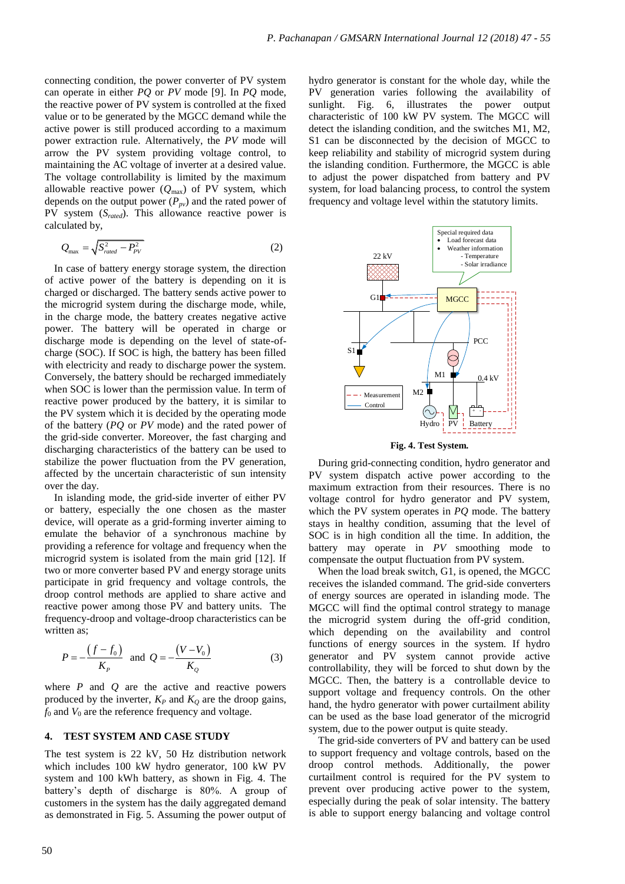connecting condition, the power converter of PV system can operate in either *PQ* or *PV* mode [9]. In *PQ* mode, the reactive power of PV system is controlled at the fixed value or to be generated by the MGCC demand while the active power is still produced according to a maximum power extraction rule. Alternatively, the *PV* mode will arrow the PV system providing voltage control, to maintaining the AC voltage of inverter at a desired value. The voltage controllability is limited by the maximum allowable reactive power ($Q_{max}$) of PV system, which depends on the output power ($P_{pv}$) and the rated power of PV system ($S_{rated}$). This allowance reactive power is calculated by,

$$Q_{max} = \sqrt{S_{rated}^2 - P_{PV}^2} \tag{2}$$

In case of battery energy storage system, the direction of active power of the battery is depending on it is charged or discharged. The battery sends active power to the microgrid system during the discharge mode, while, in the charge mode, the battery creates negative active power. The battery will be operated in charge or discharge mode is depending on the level of state-of-charge (SOC). If SOC is high, the battery has been filled with electricity and ready to discharge power the system. Conversely, the battery should be recharged immediately when SOC is lower than the permission value. In term of reactive power produced by the battery, it is similar to the PV system which it is decided by the operating mode of the battery (*PQ* or *PV* mode) and the rated power of the grid-side converter. Moreover, the fast charging and discharging characteristics of the battery can be used to stabilize the power fluctuation from the PV generation, affected by the uncertain characteristic of sun intensity over the day.

In islanding mode, the grid-side inverter of either PV or battery, especially the one chosen as the master device, will operate as a grid-forming inverter aiming to emulate the behavior of a synchronous machine by providing a reference for voltage and frequency when the microgrid system is isolated from the main grid [12]. If two or more converter based PV and energy storage units participate in grid frequency and voltage controls, the droop control methods are applied to share active and reactive power among those PV and battery units. The frequency-droop and voltage-droop characteristics can be written as;

$$P = -\frac{(f - f_0)}{K_P} \text{ and } Q = -\frac{(V - V_0)}{K_Q} \tag{3}$$

where $P$ and $Q$ are the active and reactive powers produced by the inverter, $K_P$ and $K_Q$ are the droop gains, $f_0$ and $V_0$ are the reference frequency and voltage.

## 4. TEST SYSTEM AND CASE STUDY

The test system is 22 kV, 50 Hz distribution network which includes 100 kW hydro generator, 100 kW PV system and 100 kWh battery, as shown in Fig. 4. The battery's depth of discharge is 80%. A group of customers in the system has the daily aggregated demand as demonstrated in Fig. 5. Assuming the power output of hydro generator is constant for the whole day, while the PV generation varies following the availability of sunlight. Fig. 6, illustrates the power output characteristic of 100 kW PV system. The MGCC will detect the islanding condition, and the switches M1, M2, S1 can be disconnected by the decision of MGCC to keep reliability and stability of microgrid system during the islanding condition. Furthermore, the MGCC is able to adjust the power dispatched from battery and PV system, for load balancing process, to control the system frequency and voltage level within the statutory limits.

**Fig. 4. Test System.**

During grid-connecting condition, hydro generator and PV system dispatch active power according to the maximum extraction from their resources. There is no voltage control for hydro generator and PV system, which the PV system operates in *PQ* mode. The battery stays in healthy condition, assuming that the level of SOC is in high condition all the time. In addition, the battery may operate in *PV* smoothing mode to compensate the output fluctuation from PV system.

When the load break switch, G1, is opened, the MGCC receives the islanded command. The grid-side converters of energy sources are operated in islanding mode. The MGCC will find the optimal control strategy to manage the microgrid system during the off-grid condition, which depending on the availability and control functions of energy sources in the system. If hydro generator and PV system cannot provide active controllability, they will be forced to shut down by the MGCC. Then, the battery is a controllable device to support voltage and frequency controls. On the other hand, the hydro generator with power curtailment ability can be used as the base load generator of the microgrid system, due to the power output is quite steady.

The grid-side converters of PV and battery can be used to support frequency and voltage controls, based on the droop control methods. Additionally, the power curtailment control is required for the PV system to prevent over producing active power to the system, especially during the peak of solar intensity. The battery is able to support energy balancing and voltage control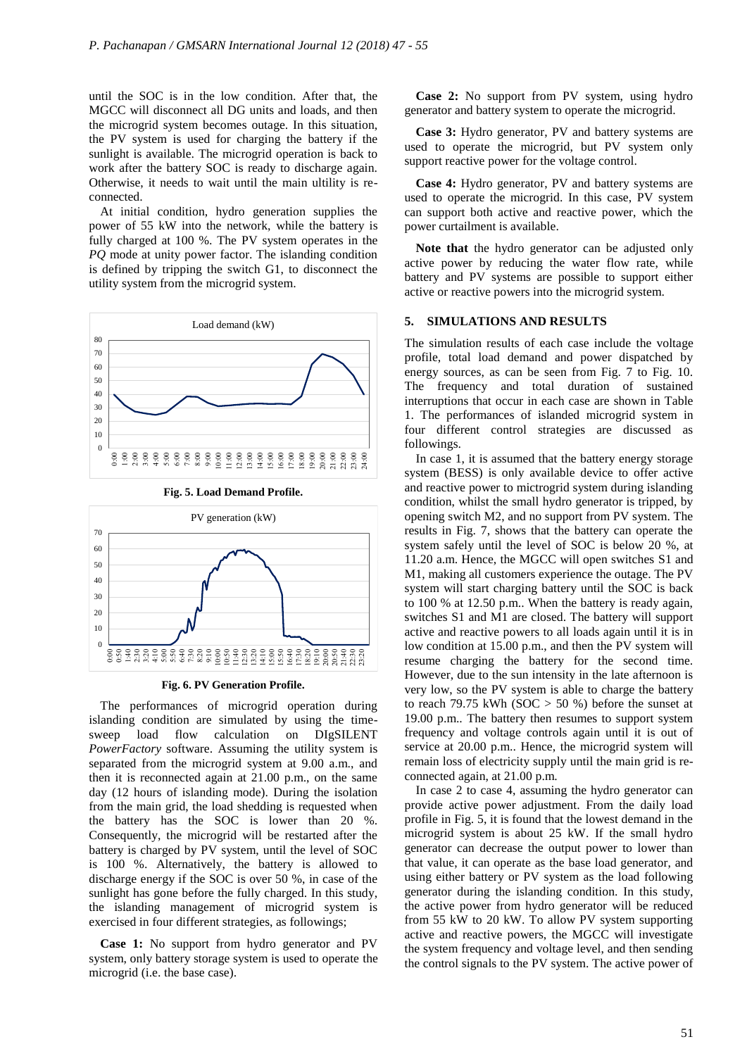until the SOC is in the low condition. After that, the MGCC will disconnect all DG units and loads, and then the microgrid system becomes outage. In this situation, the PV system is used for charging the battery if the sunlight is available. The microgrid operation is back to work after the battery SOC is ready to discharge again. Otherwise, it needs to wait until the main ultility is re-connected.

At initial condition, hydro generation supplies the power of 55 kW into the network, while the battery is fully charged at 100 %. The PV system operates in the *PQ* mode at unity power factor. The islanding condition is defined by tripping the switch G1, to disconnect the utility system from the microgrid system.

**Fig. 5. Load Demand Profile.**

**Fig. 6. PV Generation Profile.**

The performances of microgrid operation during islanding condition are simulated by using the time-sweep load flow calculation on DIgSILENT *PowerFactory* software. Assuming the utility system is separated from the microgrid system at 9.00 a.m., and then it is reconnected again at 21.00 p.m., on the same day (12 hours of islanding mode). During the isolation from the main grid, the load shedding is requested when the battery has the SOC is lower than 20 %. Consequently, the microgrid will be restarted after the battery is charged by PV system, until the level of SOC is 100 %. Alternatively, the battery is allowed to discharge energy if the SOC is over 50 %, in case of the sunlight has gone before the fully charged. In this study, the islanding management of microgrid system is exercised in four different strategies, as followings;

**Case 1:** No support from hydro generator and PV system, only battery storage system is used to operate the microgrid (i.e. the base case).

**Case 2:** No support from PV system, using hydro generator and battery system to operate the microgrid.

**Case 3:** Hydro generator, PV and battery systems are used to operate the microgrid, but PV system only support reactive power for the voltage control.

**Case 4:** Hydro generator, PV and battery systems are used to operate the microgrid. In this case, PV system can support both active and reactive power, which the power curtailment is available.

**Note that** the hydro generator can be adjusted only active power by reducing the water flow rate, while battery and PV systems are possible to support either active or reactive powers into the microgrid system.

## 5. SIMULATIONS AND RESULTS

The simulation results of each case include the voltage profile, total load demand and power dispatched by energy sources, as can be seen from Fig. 7 to Fig. 10. The frequency and total duration of sustained interruptions that occur in each case are shown in Table 1. The performances of islanded microgrid system in four different control strategies are discussed as followings.

In case 1, it is assumed that the battery energy storage system (BESS) is only available device to offer active and reactive power to mictrogrid system during islanding condition, whilst the small hydro generator is tripped, by opening switch M2, and no support from PV system. The results in Fig. 7, shows that the battery can operate the system safely until the level of SOC is below 20 %, at 11.20 a.m. Hence, the MGCC will open switches S1 and M1, making all customers experience the outage. The PV system will start charging battery until the SOC is back to 100 % at 12.50 p.m.. When the battery is ready again, switches S1 and M1 are closed. The battery will support active and reactive powers to all loads again until it is in low condition at 15.00 p.m., and then the PV system will resume charging the battery for the second time. However, due to the sun intensity in the late afternoon is very low, so the PV system is able to charge the battery to reach 79.75 kWh (SOC > 50 %) before the sunset at 19.00 p.m.. The battery then resumes to support system frequency and voltage controls again until it is out of service at 20.00 p.m.. Hence, the microgrid system will remain loss of electricity supply until the main grid is re-connected again, at 21.00 p.m.

In case 2 to case 4, assuming the hydro generator can provide active power adjustment. From the daily load profile in Fig. 5, it is found that the lowest demand in the microgrid system is about 25 kW. If the small hydro generator can decrease the output power to lower than that value, it can operate as the base load generator, and using either battery or PV system as the load following generator during the islanding condition. In this study, the active power from hydro generator will be reduced from 55 kW to 20 kW. To allow PV system supporting active and reactive powers, the MGCC will investigate the system frequency and voltage level, and then sending the control signals to the PV system. The active power of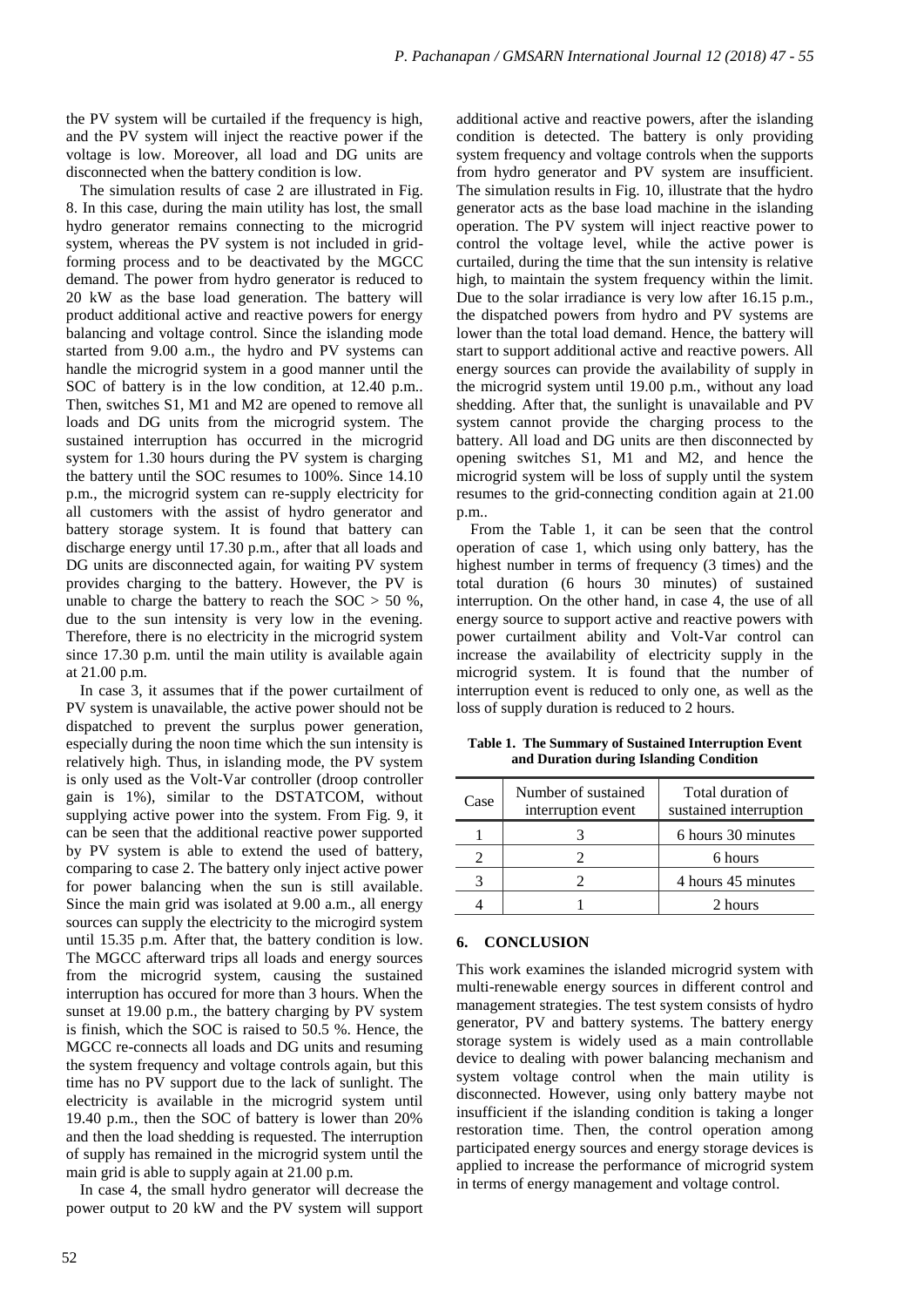the PV system will be curtailed if the frequency is high, and the PV system will inject the reactive power if the voltage is low. Moreover, all load and DG units are disconnected when the battery condition is low.

The simulation results of case 2 are illustrated in Fig. 8. In this case, during the main utility has lost, the small hydro generator remains connecting to the microgrid system, whereas the PV system is not included in grid-forming process and to be deactivated by the MGCC demand. The power from hydro generator is reduced to 20 kW as the base load generation. The battery will product additional active and reactive powers for energy balancing and voltage control. Since the islanding mode started from 9.00 a.m., the hydro and PV systems can handle the microgrid system in a good manner until the SOC of battery is in the low condition, at 12.40 p.m.. Then, switches S1, M1 and M2 are opened to remove all loads and DG units from the microgrid system. The sustained interruption has occurred in the microgrid system for 1.30 hours during the PV system is charging the battery until the SOC resumes to 100%. Since 14.10 p.m., the microgrid system can re-supply electricity for all customers with the assist of hydro generator and battery storage system. It is found that battery can discharge energy until 17.30 p.m., after that all loads and DG units are disconnected again, for waiting PV system provides charging to the battery. However, the PV is unable to charge the battery to reach the SOC > 50 %, due to the sun intensity is very low in the evening. Therefore, there is no electricity in the microgrid system since 17.30 p.m. until the main utility is available again at 21.00 p.m.

In case 3, it assumes that if the power curtailment of PV system is unavailable, the active power should not be dispatched to prevent the surplus power generation, especially during the noon time which the sun intensity is relatively high. Thus, in islanding mode, the PV system is only used as the Volt-Var controller (droop controller gain is 1%), similar to the DSTATCOM, without supplying active power into the system. From Fig. 9, it can be seen that the additional reactive power supported by PV system is able to extend the used of battery, comparing to case 2. The battery only inject active power for power balancing when the sun is still available. Since the main grid was isolated at 9.00 a.m., all energy sources can supply the electricity to the microgird system until 15.35 p.m. After that, the battery condition is low. The MGCC afterward trips all loads and energy sources from the microgrid system, causing the sustained interruption has occured for more than 3 hours. When the sunset at 19.00 p.m., the battery charging by PV system is finish, which the SOC is raised to 50.5 %. Hence, the MGCC re-connects all loads and DG units and resuming the system frequency and voltage controls again, but this time has no PV support due to the lack of sunlight. The electricity is available in the microgrid system until 19.40 p.m., then the SOC of battery is lower than 20% and then the load shedding is requested. The interruption of supply has remained in the microgrid system until the main grid is able to supply again at 21.00 p.m.

In case 4, the small hydro generator will decrease the power output to 20 kW and the PV system will support additional active and reactive powers, after the islanding condition is detected. The battery is only providing system frequency and voltage controls when the supports from hydro generator and PV system are insufficient. The simulation results in Fig. 10, illustrate that the hydro generator acts as the base load machine in the islanding operation. The PV system will inject reactive power to control the voltage level, while the active power is curtailed, during the time that the sun intensity is relative high, to maintain the system frequency within the limit. Due to the solar irradiance is very low after 16.15 p.m., the dispatched powers from hydro and PV systems are lower than the total load demand. Hence, the battery will start to support additional active and reactive powers. All energy sources can provide the availability of supply in the microgrid system until 19.00 p.m., without any load shedding. After that, the sunlight is unavailable and PV system cannot provide the charging process to the battery. All load and DG units are then disconnected by opening switches S1, M1 and M2, and hence the microgrid system will be loss of supply until the system resumes to the grid-connecting condition again at 21.00 p.m..

From the Table 1, it can be seen that the control operation of case 1, which using only battery, has the highest number in terms of frequency (3 times) and the total duration (6 hours 30 minutes) of sustained interruption. On the other hand, in case 4, the use of all energy source to support active and reactive powers with power curtailment ability and Volt-Var control can increase the availability of electricity supply in the microgrid system. It is found that the number of interruption event is reduced to only one, as well as the loss of supply duration is reduced to 2 hours.

**Table 1. The Summary of Sustained Interruption Event and Duration during Islanding Condition**

| Case | Number of sustained interruption event | Total duration of sustained interruption |
|---|---|---|
| 1 | 3 | 6 hours 30 minutes |
| 2 | 2 | 6 hours |
| 3 | 2 | 4 hours 45 minutes |
| 4 | 1 | 2 hours |

## 6. CONCLUSION

This work examines the islanded microgrid system with multi-renewable energy sources in different control and management strategies. The test system consists of hydro generator, PV and battery systems. The battery energy storage system is widely used as a main controllable device to dealing with power balancing mechanism and system voltage control when the main utility is disconnected. However, using only battery maybe not insufficient if the islanding condition is taking a longer restoration time. Then, the control operation among participated energy sources and energy storage devices is applied to increase the performance of microgrid system in terms of energy management and voltage control.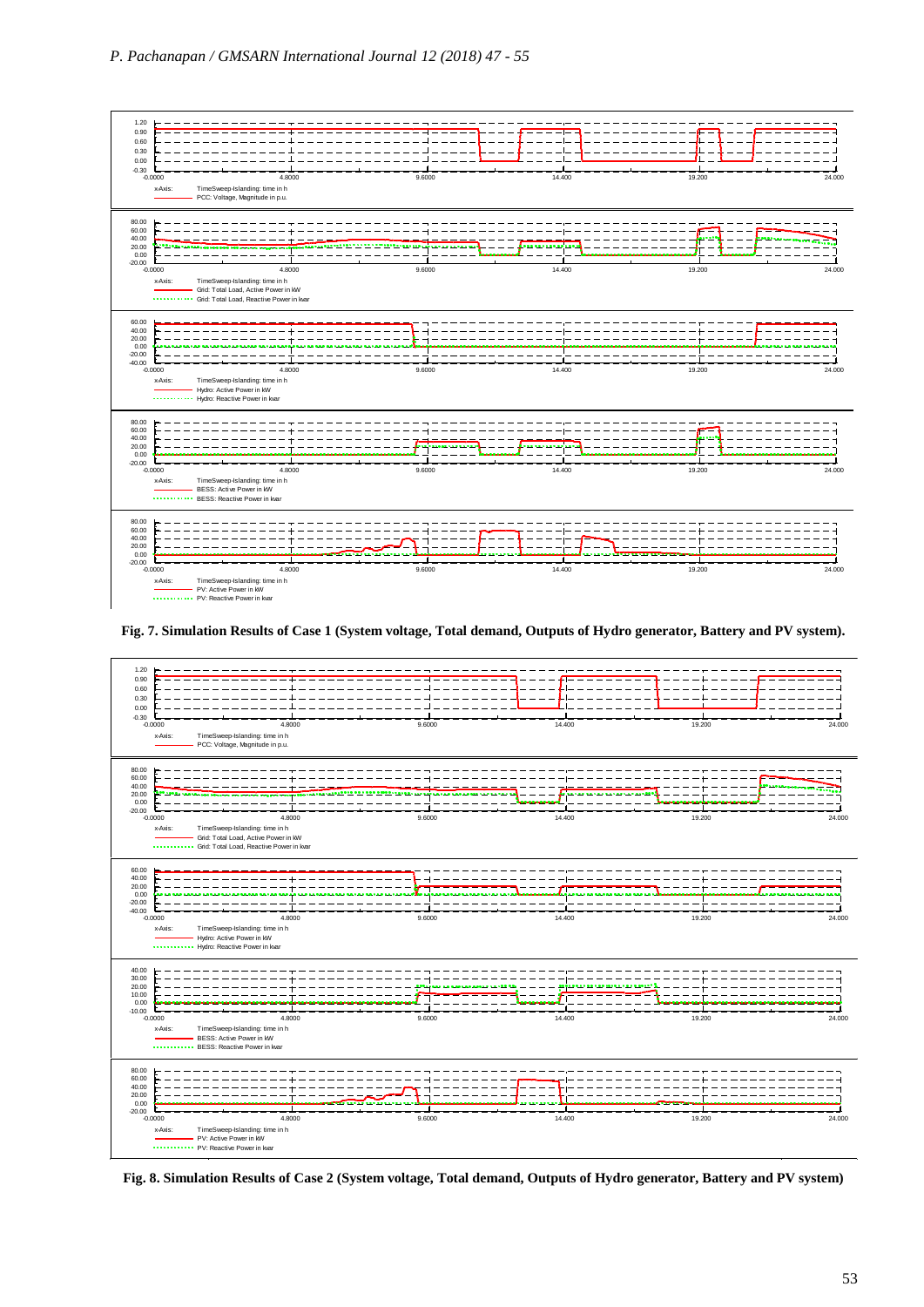**Fig. 7. Simulation Results of Case 1 (System voltage, Total demand, Outputs of Hydro generator, Battery and PV system).**

**Fig. 8. Simulation Results of Case 2 (System voltage, Total demand, Outputs of Hydro generator, Battery and PV system)**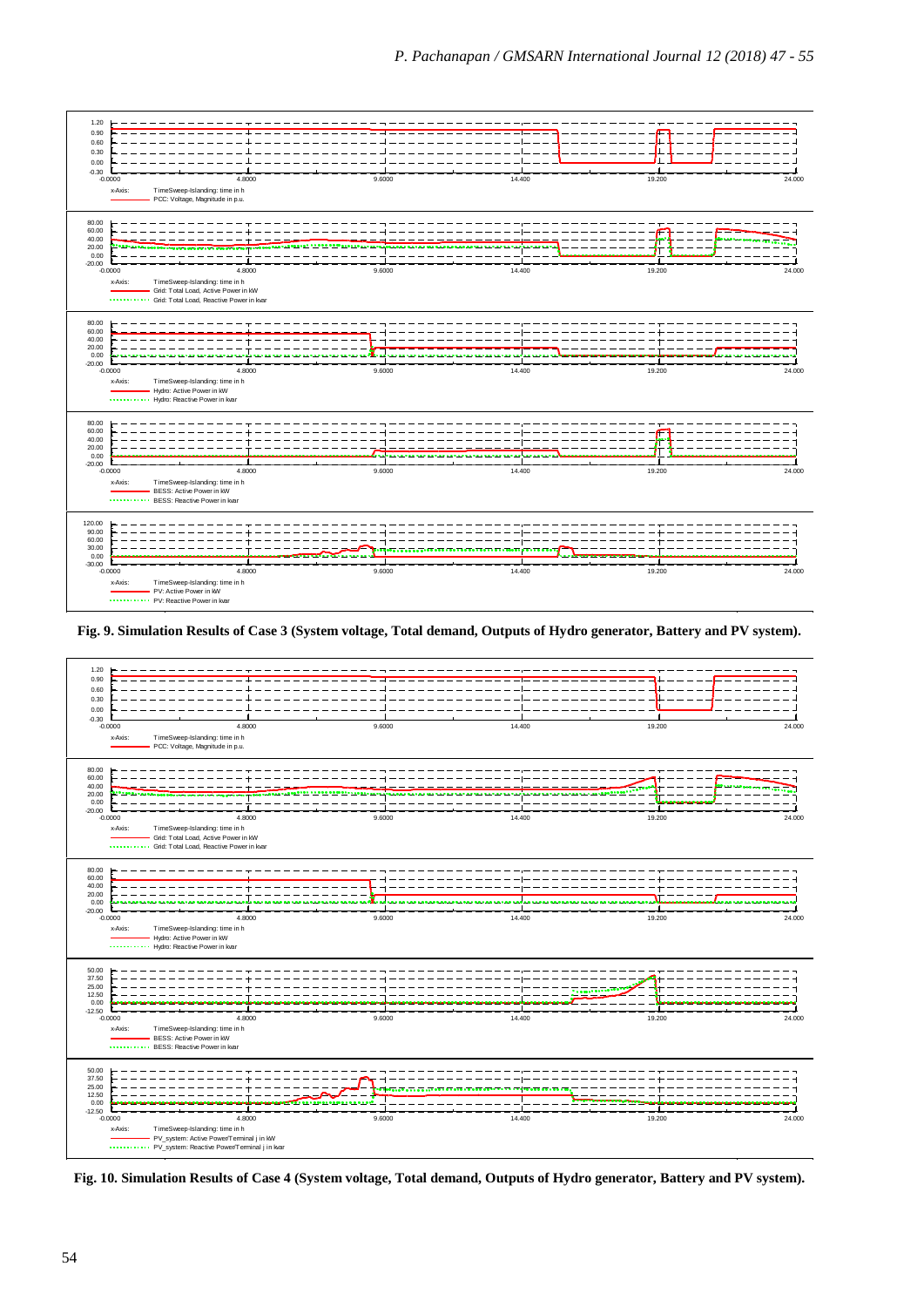Fig. 9. Simulation Results of Case 3 (System voltage, Total demand, Outputs of Hydro generator, Battery and PV system).

Fig. 10. Simulation Results of Case 4 (System voltage, Total demand, Outputs of Hydro generator, Battery and PV system).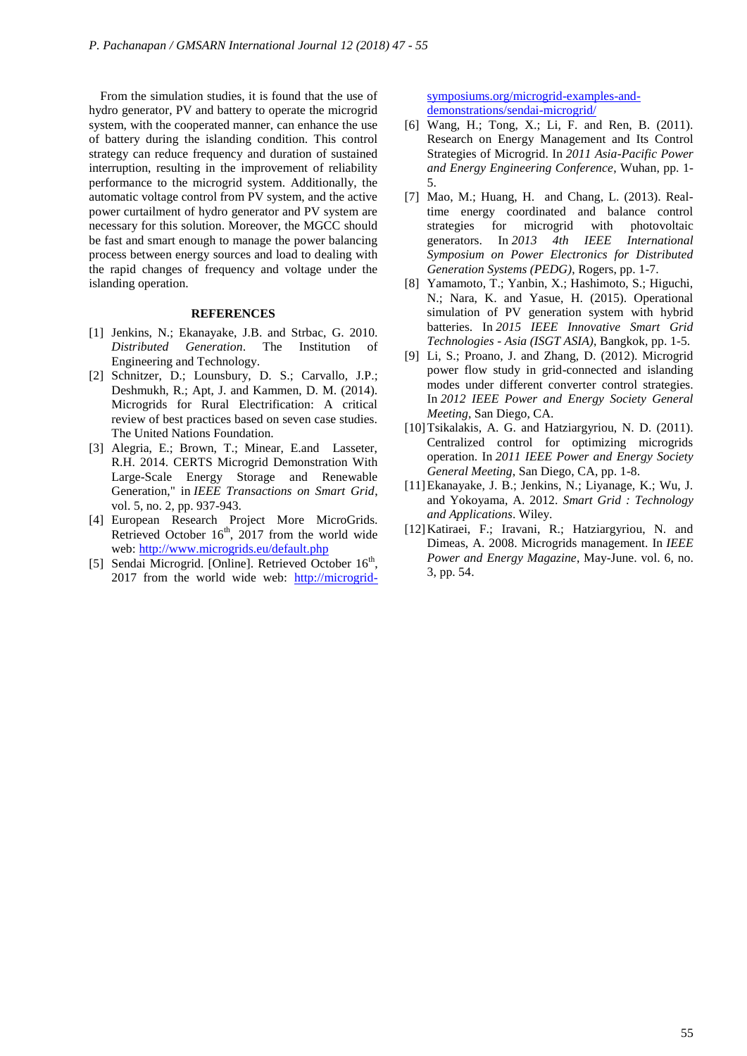From the simulation studies, it is found that the use of hydro generator, PV and battery to operate the microgrid system, with the cooperated manner, can enhance the use of battery during the islanding condition. This control strategy can reduce frequency and duration of sustained interruption, resulting in the improvement of reliability performance to the microgrid system. Additionally, the automatic voltage control from PV system, and the active power curtailment of hydro generator and PV system are necessary for this solution. Moreover, the MGCC should be fast and smart enough to manage the power balancing process between energy sources and load to dealing with the rapid changes of frequency and voltage under the islanding operation.

## REFERENCES

[1] Jenkins, N.; Ekanayake, J.B. and Strbac, G. 2010. *Distributed Generation*. The Institution of Engineering and Technology.

[2] Schnitzer, D.; Lounsbury, D. S.; Carvallo, J.P.; Deshmukh, R.; Apt, J. and Kammen, D. M. (2014). Microgrids for Rural Electrification: A critical review of best practices based on seven case studies. The United Nations Foundation.

[3] Alegria, E.; Brown, T.; Minear, E.and Lasseter, R.H. 2014. CERTS Microgrid Demonstration With Large-Scale Energy Storage and Renewable Generation," in *IEEE Transactions on Smart Grid*, vol. 5, no. 2, pp. 937-943.

[4] European Research Project More MicroGrids. Retrieved October 16th, 2017 from the world wide web: http://www.microgrids.eu/default.php

[5] Sendai Microgrid. [Online]. Retrieved October 16th, 2017 from the world wide web: http://microgrid-symposiums.org/microgrid-examples-and-demonstrations/sendai-microgrid/

[6] Wang, H.; Tong, X.; Li, F. and Ren, B. (2011). Research on Energy Management and Its Control Strategies of Microgrid. In *2011 Asia-Pacific Power and Energy Engineering Conference*, Wuhan, pp. 1-5.

[7] Mao, M.; Huang, H. and Chang, L. (2013). Real-time energy coordinated and balance control strategies for microgrid with photovoltaic generators. In *2013 4th IEEE International Symposium on Power Electronics for Distributed Generation Systems (PEDG)*, Rogers, pp. 1-7.

[8] Yamamoto, T.; Yanbin, X.; Hashimoto, S.; Higuchi, N.; Nara, K. and Yasue, H. (2015). Operational simulation of PV generation system with hybrid batteries. In *2015 IEEE Innovative Smart Grid Technologies - Asia (ISGT ASIA)*, Bangkok, pp. 1-5.

[9] Li, S.; Proano, J. and Zhang, D. (2012). Microgrid power flow study in grid-connected and islanding modes under different converter control strategies. In *2012 IEEE Power and Energy Society General Meeting*, San Diego, CA.

[10] Tsikalakis, A. G. and Hatziargyriou, N. D. (2011). Centralized control for optimizing microgrids operation. In *2011 IEEE Power and Energy Society General Meeting*, San Diego, CA, pp. 1-8.

[11] Ekanayake, J. B.; Jenkins, N.; Liyanage, K.; Wu, J. and Yokoyama, A. 2012. *Smart Grid : Technology and Applications*. Wiley.

[12] Katiraei, F.; Iravani, R.; Hatziargyriou, N. and Dimeas, A. 2008. Microgrids management. In *IEEE Power and Energy Magazine*, May-June. vol. 6, no. 3, pp. 54.